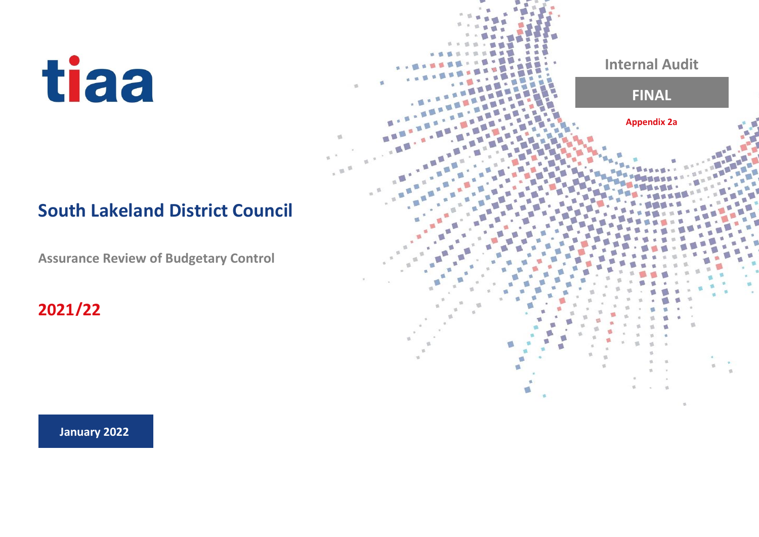tiaa

Internal Audit

**FINAL**

**Appendix 2a**

# South Lakeland District Council

## Assurance Review of Budgetary Control

## 2021/22

**January 2022**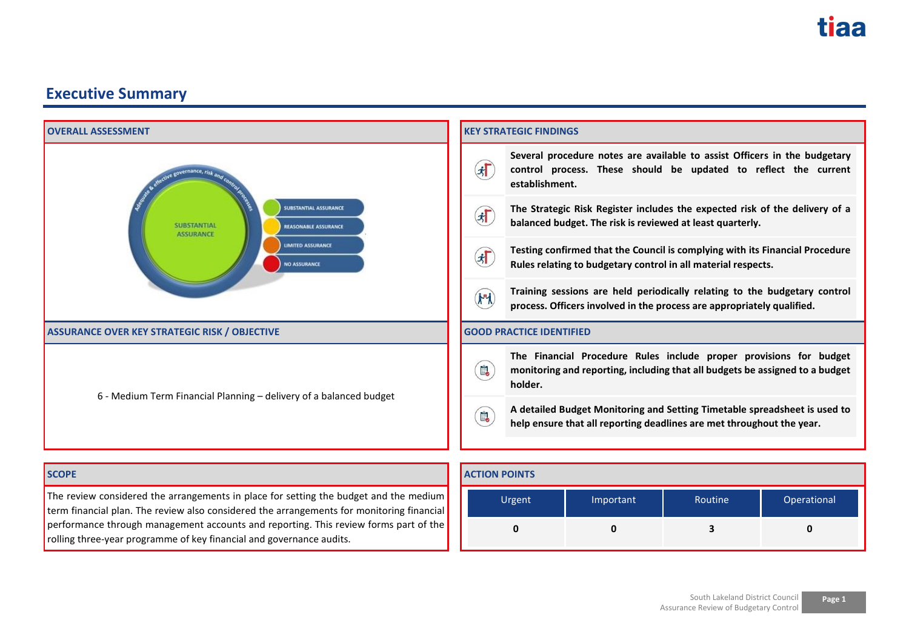# Executive Summary

## OVERALL ASSESSMENT

SUBSTANTIAL ASSURANCE

Adequate & effective governance, risk and control processes

- SUBSTANTIAL ASSURANCE
- REASONABLE ASSURANCE
- LIMITED ASSURANCE
- NO ASSURANCE

## ASSURANCE OVER KEY STRATEGIC RISK / OBJECTIVE

6 - Medium Term Financial Planning – delivery of a balanced budget

## KEY STRATEGIC FINDINGS

**Several procedure notes are available to assist Officers in the budgetary control process. These should be updated to reflect the current establishment.**

**The Strategic Risk Register includes the expected risk of the delivery of a balanced budget. The risk is reviewed at least quarterly.**

**Testing confirmed that the Council is complying with its Financial Procedure Rules relating to budgetary control in all material respects.**

**Training sessions are held periodically relating to the budgetary control process. Officers involved in the process are appropriately qualified.**

## GOOD PRACTICE IDENTIFIED

**The Financial Procedure Rules include proper provisions for budget monitoring and reporting, including that all budgets be assigned to a budget holder.**

**A detailed Budget Monitoring and Setting Timetable spreadsheet is used to help ensure that all reporting deadlines are met throughout the year.**

## SCOPE

The review considered the arrangements in place for setting the budget and the medium term financial plan. The review also considered the arrangements for monitoring financial performance through management accounts and reporting. This review forms part of the rolling three-year programme of key financial and governance audits.

## ACTION POINTS

| Urgent | Important | Routine | Operational |
|---|---|---|---|
| 0 | 0 | 3 | 0 |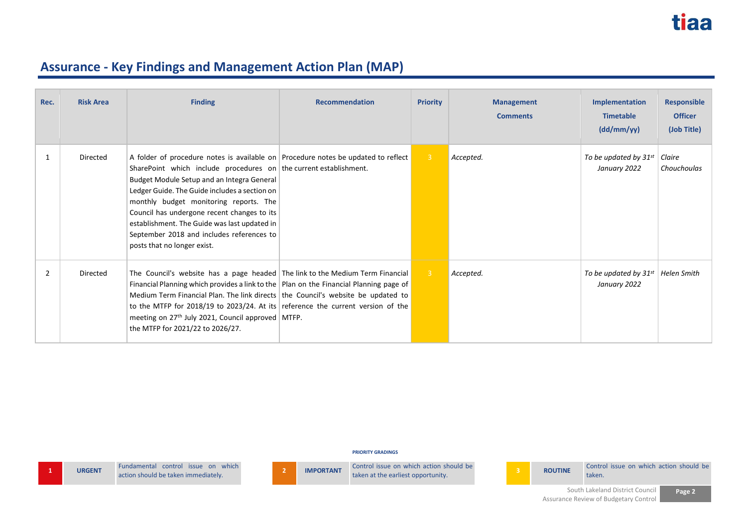# Assurance - Key Findings and Management Action Plan (MAP)

| Rec. | Risk Area | Finding | Recommendation | Priority | Management Comments | Implementation Timetable (dd/mm/yy) | Responsible Officer (Job Title) |
|---|---|---|---|---|---|---|---|
| 1 | Directed | A folder of procedure notes is available on SharePoint which include procedures on Budget Module Setup and an Integra General Ledger Guide. The Guide includes a section on monthly budget monitoring reports. The Council has undergone recent changes to its establishment. The Guide was last updated in September 2018 and includes references to posts that no longer exist. | Procedure notes be updated to reflect the current establishment. | 3 | *Accepted.* | *To be updated by 31st January 2022* | *Claire Chouchoulas* |
| 2 | Directed | The Council's website has a page headed Financial Planning which provides a link to the Medium Term Financial Plan. The link directs to the MTFP for 2018/19 to 2023/24. At its meeting on 27th July 2021, Council approved the MTFP for 2021/22 to 2026/27. | The link to the Medium Term Financial Plan on the Financial Planning page of the Council's website be updated to reference the current version of the MTFP. | 3 | *Accepted.* | *To be updated by 31st January 2022* | *Helen Smith* |

**PRIORITY GRADINGS**

| | | |
|---|---|---|
| 1 | URGENT | Fundamental control issue on which action should be taken immediately. |
| 2 | IMPORTANT | Control issue on which action should be taken at the earliest opportunity. |
| 3 | ROUTINE | Control issue on which action should be taken. |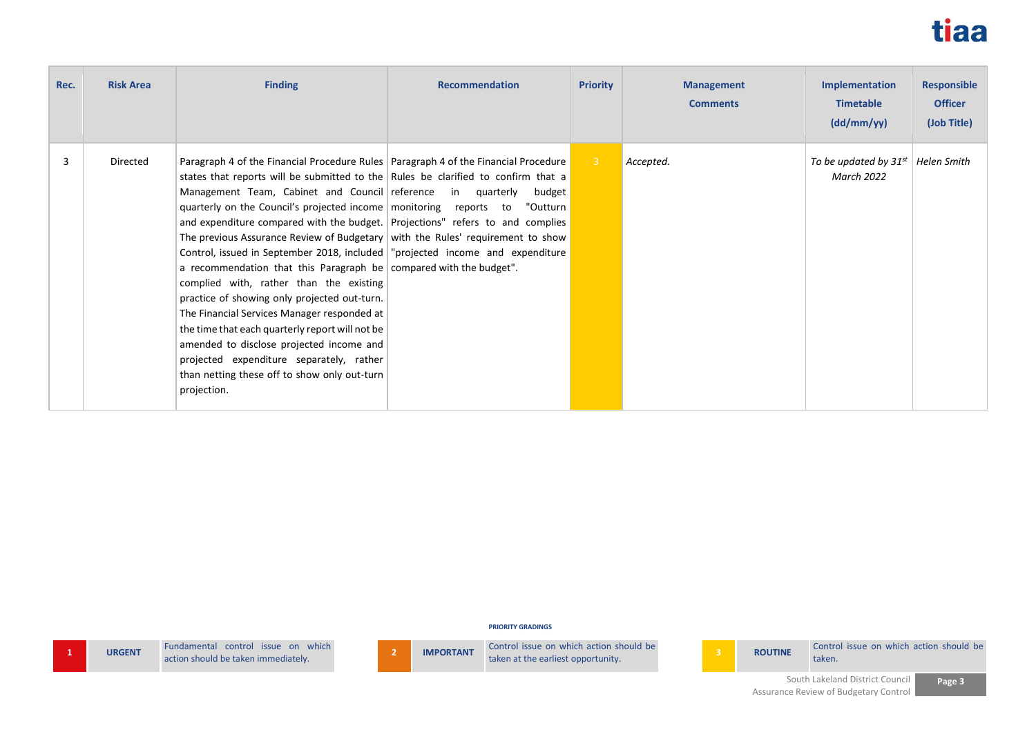| Rec. | Risk Area | Finding | Recommendation | Priority | Management Comments | Implementation Timetable (dd/mm/yy) | Responsible Officer (Job Title) |
|---|---|---|---|---|---|---|---|
| 3 | Directed | Paragraph 4 of the Financial Procedure Rules states that reports will be submitted to the Management Team, Cabinet and Council quarterly on the Council's projected income and expenditure compared with the budget. The previous Assurance Review of Budgetary Control, issued in September 2018, included a recommendation that this Paragraph be complied with, rather than the existing practice of showing only projected out-turn. The Financial Services Manager responded at the time that each quarterly report will not be amended to disclose projected income and projected expenditure separately, rather than netting these off to show only out-turn projection. | Paragraph 4 of the Financial Procedure Rules be clarified to confirm that a reference in quarterly budget monitoring reports to "Outturn Projections" refers to and complies with the Rules' requirement to show "projected income and expenditure compared with the budget". | 3 | *Accepted.* | *To be updated by 31st March 2022* | *Helen Smith* |

**PRIORITY GRADINGS**

| | | | | | | | | |
|---|---|---|---|---|---|---|---|---|
| 1 | URGENT | Fundamental control issue on which action should be taken immediately. | 2 | IMPORTANT | Control issue on which action should be taken at the earliest opportunity. | 3 | ROUTINE | Control issue on which action should be taken. |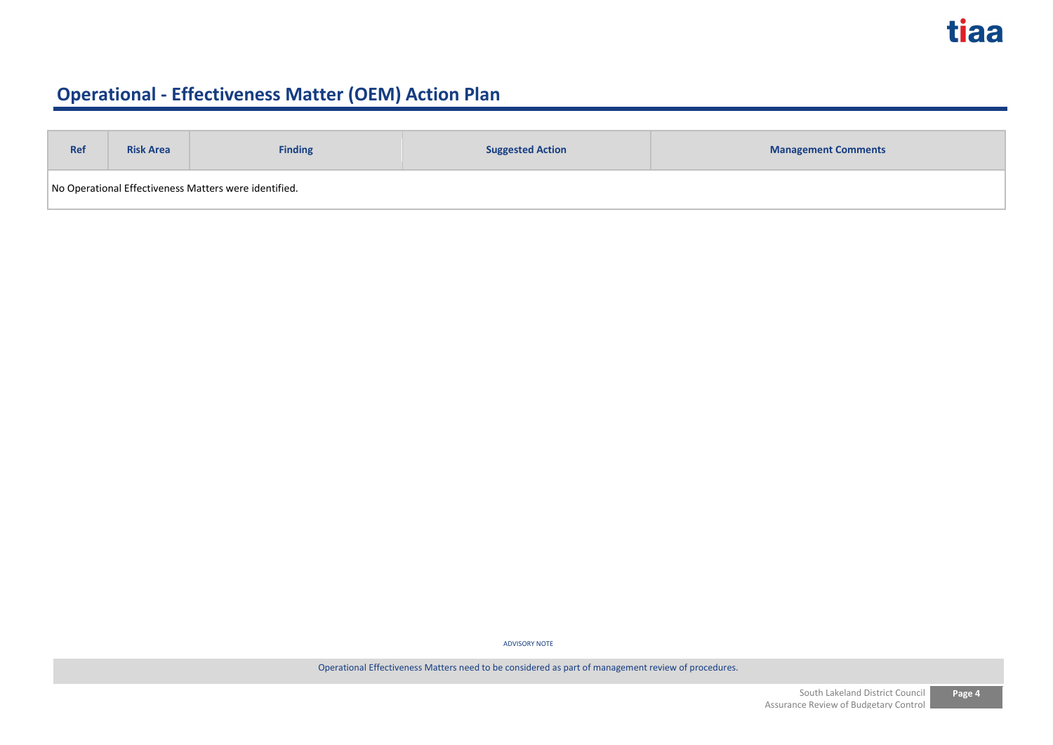# Operational - Effectiveness Matter (OEM) Action Plan

| Ref | Risk Area | Finding | Suggested Action | Management Comments |
|---|---|---|---|---|
| No Operational Effectiveness Matters were identified. | | | | |

ADVISORY NOTE

Operational Effectiveness Matters need to be considered as part of management review of procedures.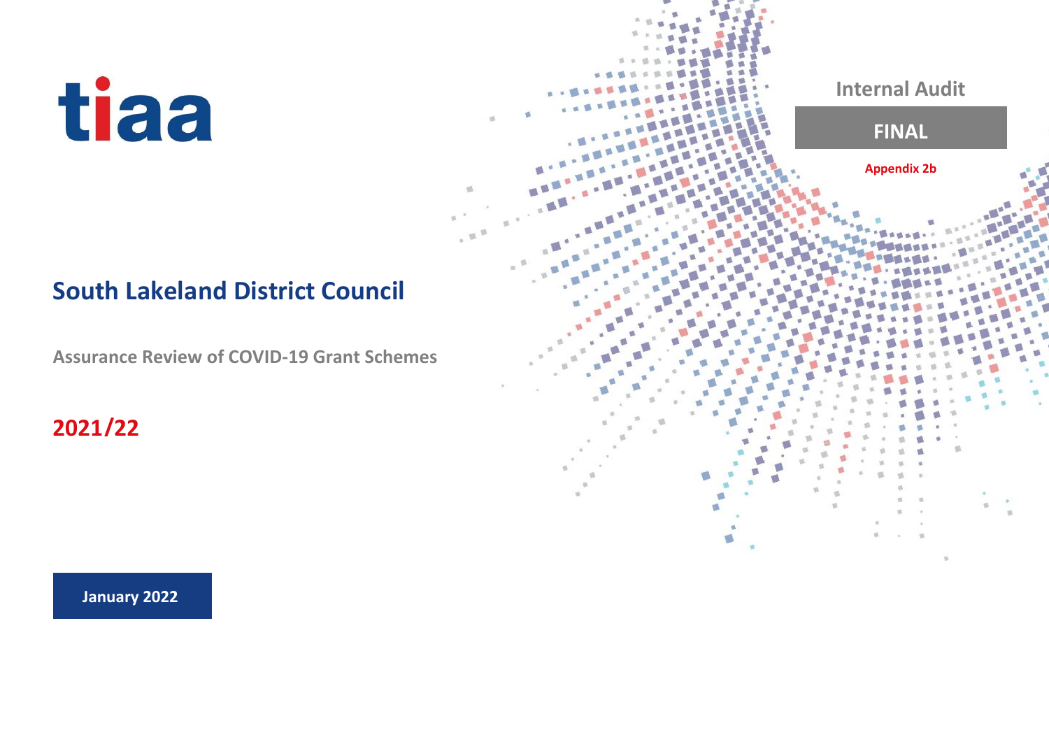tiaa

Internal Audit

**FINAL**

**Appendix 2b**

# South Lakeland District Council

## Assurance Review of COVID-19 Grant Schemes

## 2021/22

**January 2022**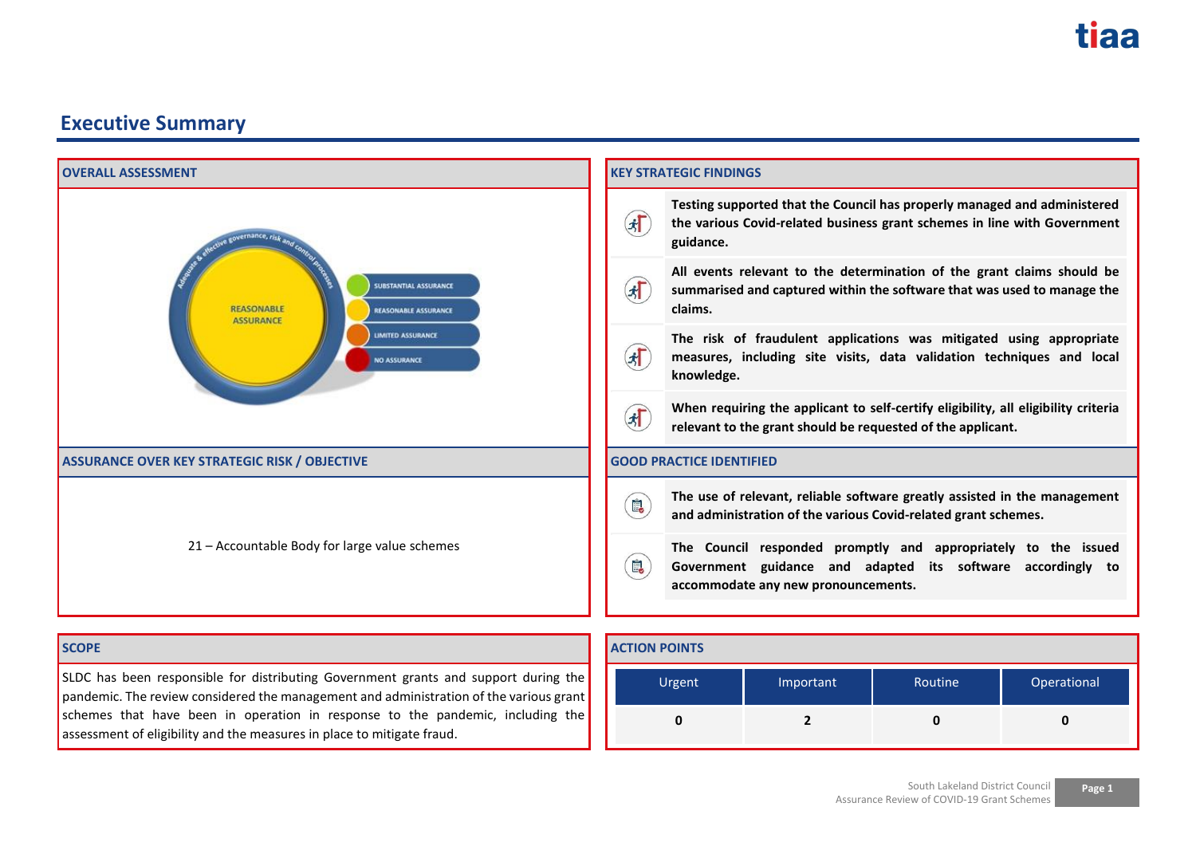# Executive Summary

## OVERALL ASSESSMENT

REASONABLE ASSURANCE

Adequate & effective governance, risk and control processes

- SUBSTANTIAL ASSURANCE
- REASONABLE ASSURANCE
- LIMITED ASSURANCE
- NO ASSURANCE

## ASSURANCE OVER KEY STRATEGIC RISK / OBJECTIVE

21 – Accountable Body for large value schemes

## SCOPE

SLDC has been responsible for distributing Government grants and support during the pandemic. The review considered the management and administration of the various grant schemes that have been in operation in response to the pandemic, including the assessment of eligibility and the measures in place to mitigate fraud.

## KEY STRATEGIC FINDINGS

- **Testing supported that the Council has properly managed and administered the various Covid-related business grant schemes in line with Government guidance.**
- **All events relevant to the determination of the grant claims should be summarised and captured within the software that was used to manage the claims.**
- **The risk of fraudulent applications was mitigated using appropriate measures, including site visits, data validation techniques and local knowledge.**
- **When requiring the applicant to self-certify eligibility, all eligibility criteria relevant to the grant should be requested of the applicant.**

## GOOD PRACTICE IDENTIFIED

- **The use of relevant, reliable software greatly assisted in the management and administration of the various Covid-related grant schemes.**
- **The Council responded promptly and appropriately to the issued Government guidance and adapted its software accordingly to accommodate any new pronouncements.**

## ACTION POINTS

| Urgent | Important | Routine | Operational |
|---|---|---|---|
| **0** | **2** | **0** | **0** |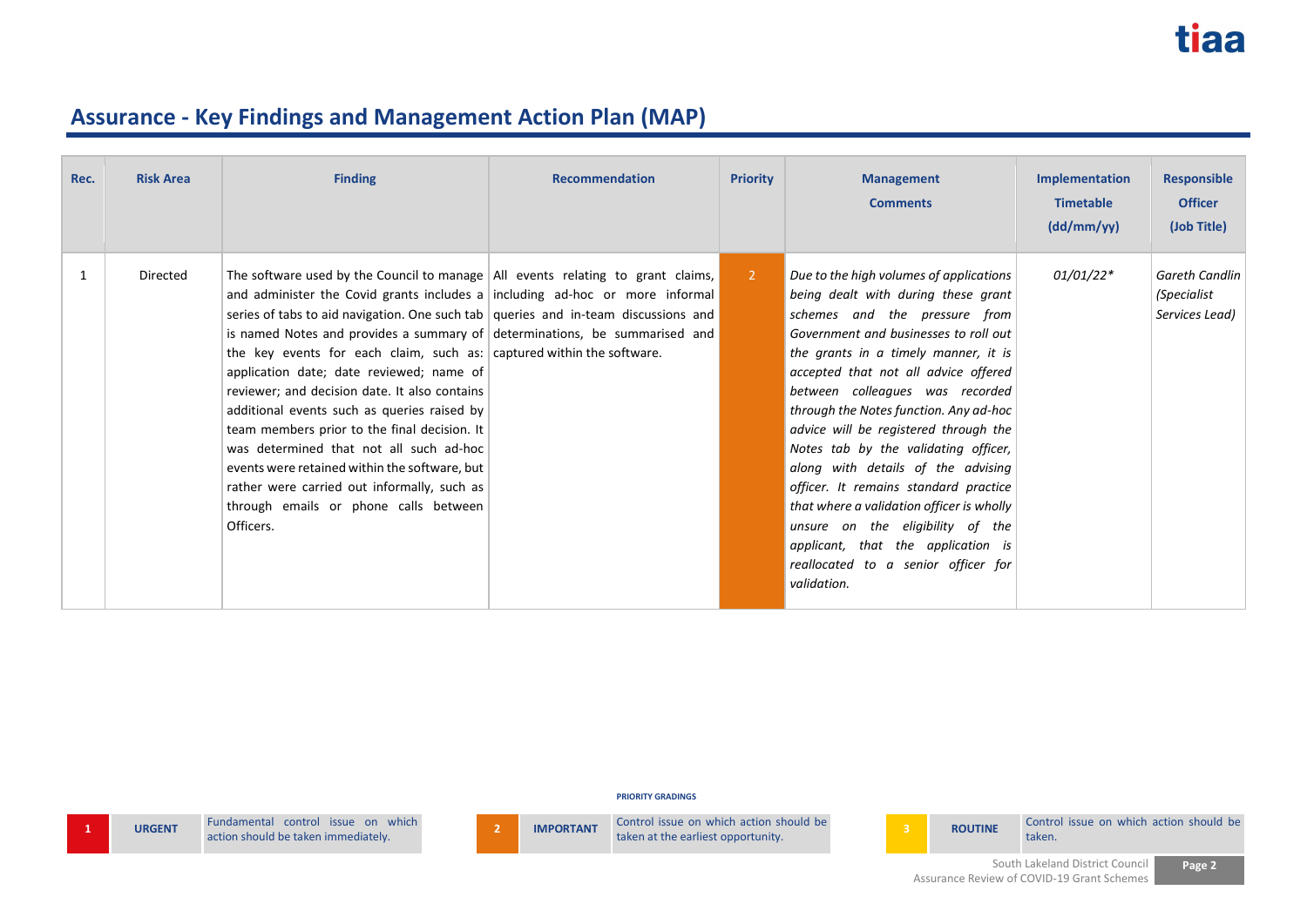# Assurance - Key Findings and Management Action Plan (MAP)

| Rec. | Risk Area | Finding | Recommendation | Priority | Management Comments | Implementation Timetable (dd/mm/yy) | Responsible Officer (Job Title) |
|---|---|---|---|---|---|---|---|
| 1 | Directed | The software used by the Council to manage and administer the Covid grants includes a series of tabs to aid navigation. One such tab is named Notes and provides a summary of the key events for each claim, such as: application date; date reviewed; name of reviewer; and decision date. It also contains additional events such as queries raised by team members prior to the final decision. It was determined that not all such ad-hoc events were retained within the software, but rather were carried out informally, such as through emails or phone calls between Officers. | All events relating to grant claims, including ad-hoc or more informal queries and in-team discussions and determinations, be summarised and captured within the software. | 2 | *Due to the high volumes of applications being dealt with during these grant schemes and the pressure from Government and businesses to roll out the grants in a timely manner, it is accepted that not all advice offered between colleagues was recorded through the Notes function. Any ad-hoc advice will be registered through the Notes tab by the validating officer, along with details of the advising officer. It remains standard practice that where a validation officer is wholly unsure on the eligibility of the applicant, that the application is reallocated to a senior officer for validation.* | *01/01/22\** | *Gareth Candlin (Specialist Services Lead)* |

**PRIORITY GRADINGS**

| | | |
|---|---|---|
| 1 | URGENT | Fundamental control issue on which action should be taken immediately. |
| 2 | IMPORTANT | Control issue on which action should be taken at the earliest opportunity. |
| 3 | ROUTINE | Control issue on which action should be taken. |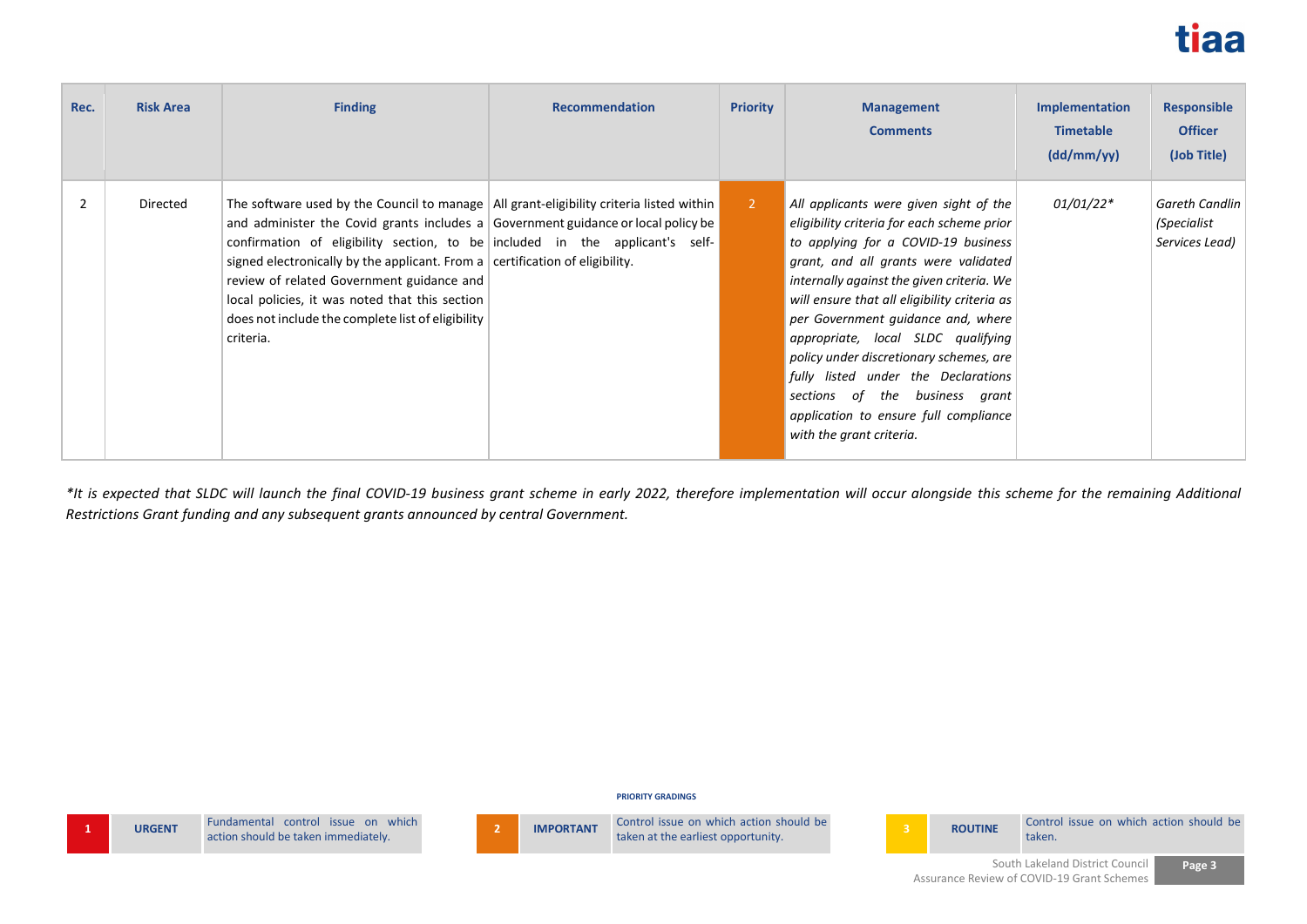| Rec. | Risk Area | Finding | Recommendation | Priority | Management Comments | Implementation Timetable (dd/mm/yy) | Responsible Officer (Job Title) |
|---|---|---|---|---|---|---|---|
| 2 | Directed | The software used by the Council to manage and administer the Covid grants includes a confirmation of eligibility section, to be signed electronically by the applicant. From a review of related Government guidance and local policies, it was noted that this section does not include the complete list of eligibility criteria. | All grant-eligibility criteria listed within Government guidance or local policy be included in the applicant's self-certification of eligibility. | 2 | *All applicants were given sight of the eligibility criteria for each scheme prior to applying for a COVID-19 business grant, and all grants were validated internally against the given criteria. We will ensure that all eligibility criteria as per Government guidance and, where appropriate, local SLDC qualifying policy under discretionary schemes, are fully listed under the Declarations sections of the business grant application to ensure full compliance with the grant criteria.* | *01/01/22** | *Gareth Candlin (Specialist Services Lead)* |

**It is expected that SLDC will launch the final COVID-19 business grant scheme in early 2022, therefore implementation will occur alongside this scheme for the remaining Additional Restrictions Grant funding and any subsequent grants announced by central Government.*

**PRIORITY GRADINGS**

| | | |
|---|---|---|
| 1 | URGENT | Fundamental control issue on which action should be taken immediately. |
| 2 | IMPORTANT | Control issue on which action should be taken at the earliest opportunity. |
| 3 | ROUTINE | Control issue on which action should be taken. |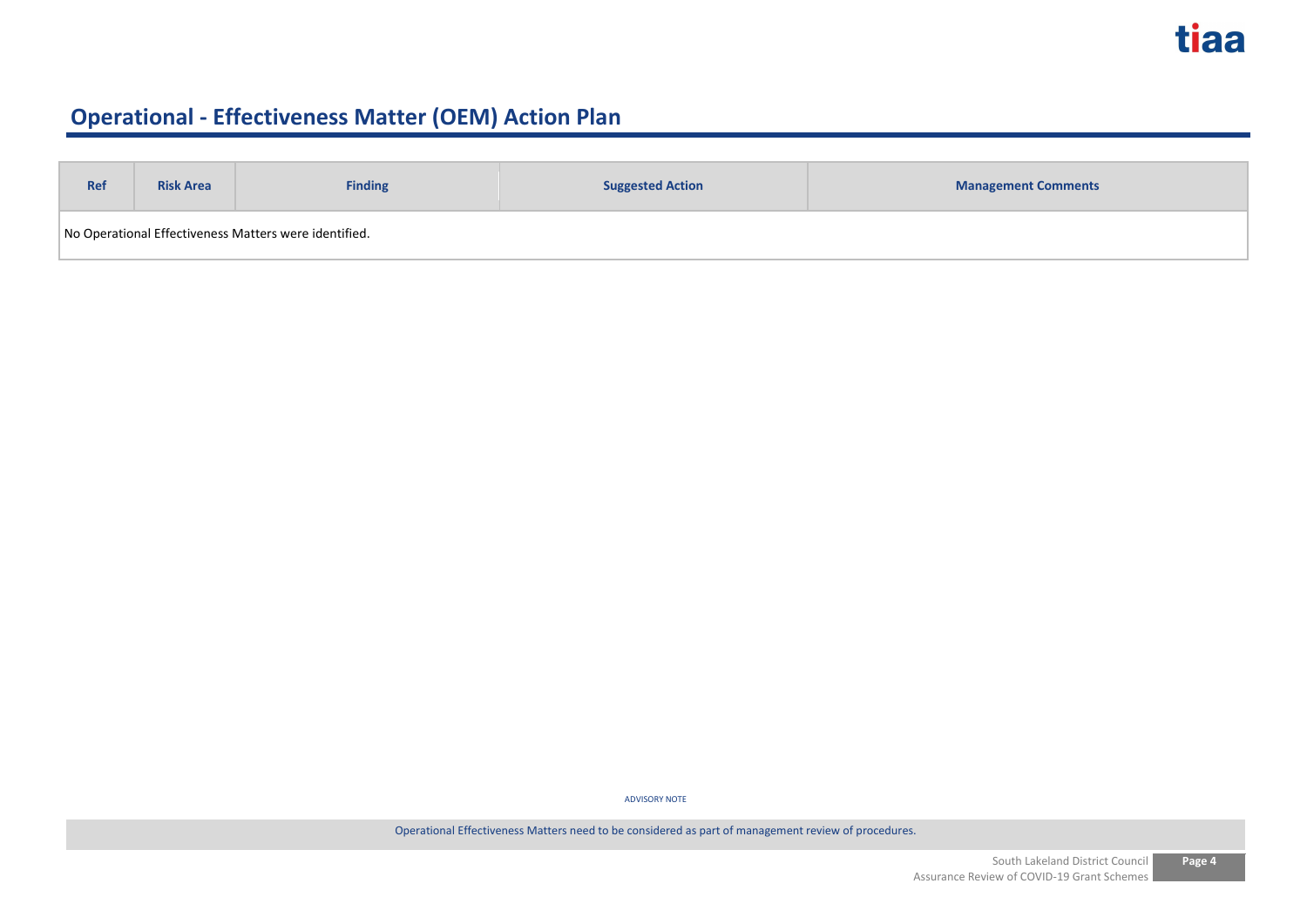# Operational - Effectiveness Matter (OEM) Action Plan

| Ref | Risk Area | Finding | Suggested Action | Management Comments |
|---|---|---|---|---|
| No Operational Effectiveness Matters were identified. | | | | |

ADVISORY NOTE

Operational Effectiveness Matters need to be considered as part of management review of procedures.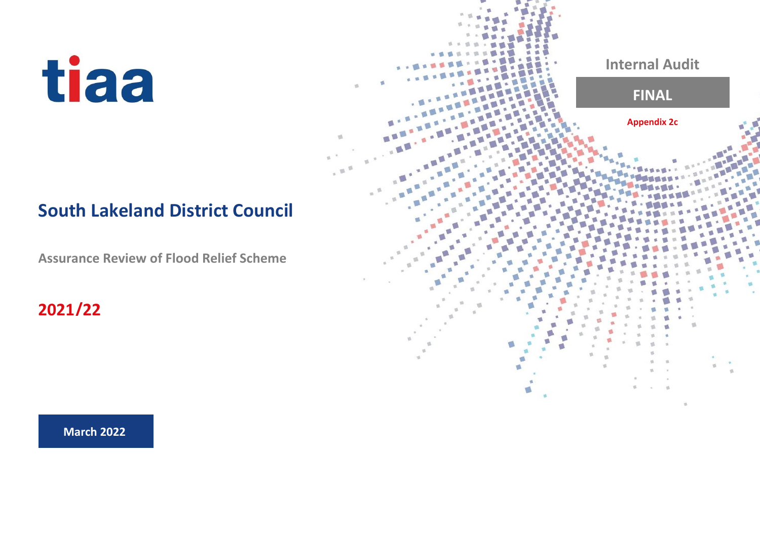tiaa

Internal Audit

**FINAL**

**Appendix 2c**

# South Lakeland District Council

## Assurance Review of Flood Relief Scheme

## 2021/22

**March 2022**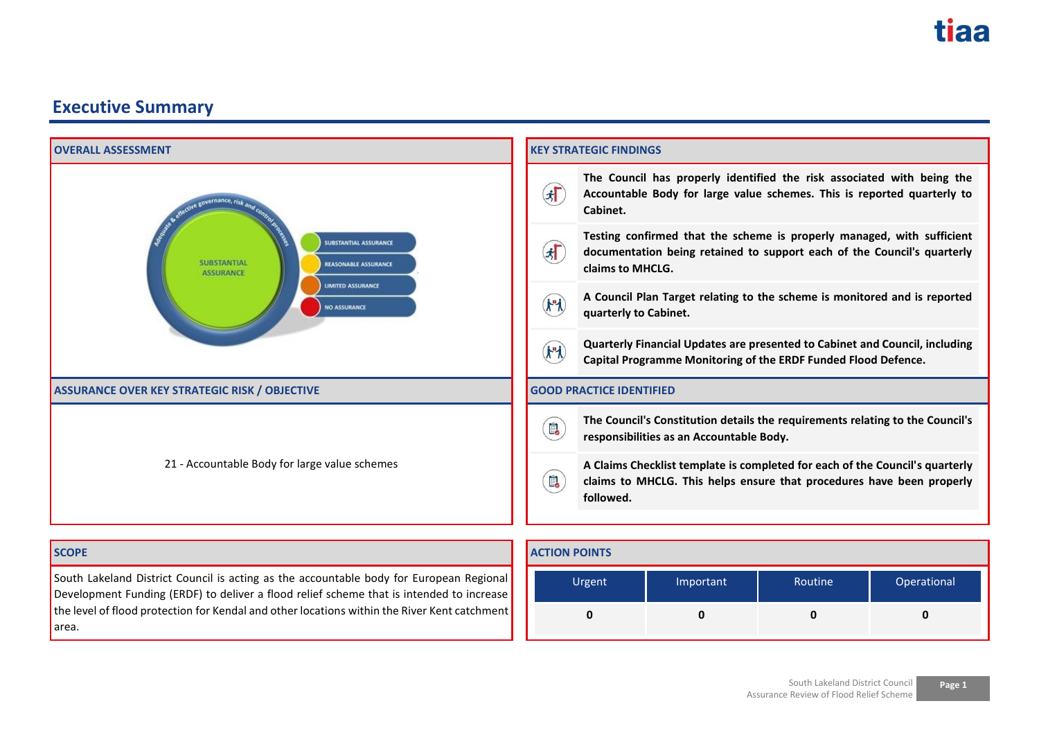# Executive Summary

## OVERALL ASSESSMENT

SUBSTANTIAL ASSURANCE

## ASSURANCE OVER KEY STRATEGIC RISK / OBJECTIVE

21 - Accountable Body for large value schemes

## KEY STRATEGIC FINDINGS

**The Council has properly identified the risk associated with being the Accountable Body for large value schemes. This is reported quarterly to Cabinet.**

**Testing confirmed that the scheme is properly managed, with sufficient documentation being retained to support each of the Council's quarterly claims to MHCLG.**

**A Council Plan Target relating to the scheme is monitored and is reported quarterly to Cabinet.**

**Quarterly Financial Updates are presented to Cabinet and Council, including Capital Programme Monitoring of the ERDF Funded Flood Defence.**

## GOOD PRACTICE IDENTIFIED

**The Council's Constitution details the requirements relating to the Council's responsibilities as an Accountable Body.**

**A Claims Checklist template is completed for each of the Council's quarterly claims to MHCLG. This helps ensure that procedures have been properly followed.**

## SCOPE

South Lakeland District Council is acting as the accountable body for European Regional Development Funding (ERDF) to deliver a flood relief scheme that is intended to increase the level of flood protection for Kendal and other locations within the River Kent catchment area.

## ACTION POINTS

| Urgent | Important | Routine | Operational |
|---|---|---|---|
| 0 | 0 | 0 | 0 |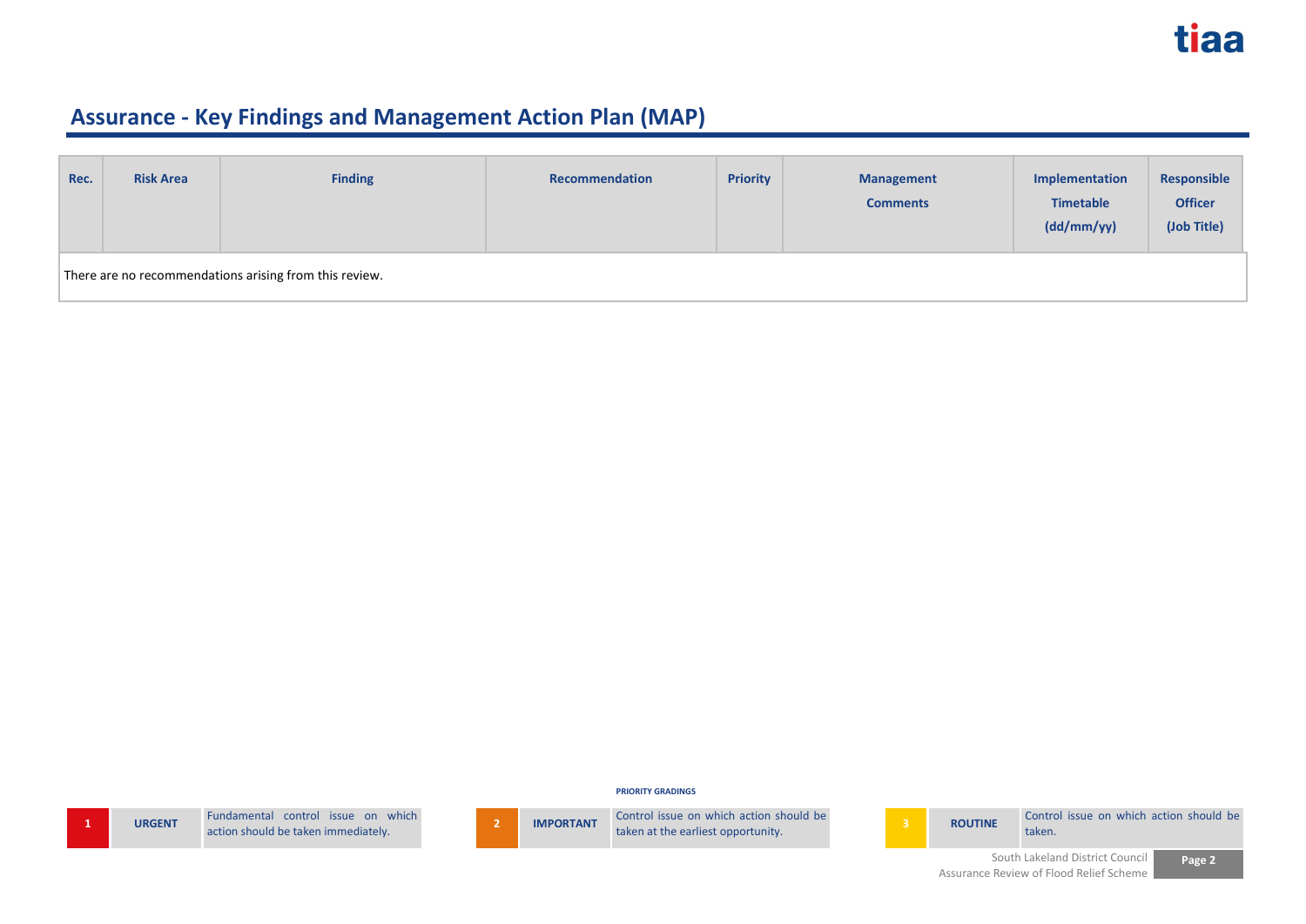# Assurance - Key Findings and Management Action Plan (MAP)

| Rec. | Risk Area | Finding | Recommendation | Priority | Management Comments | Implementation Timetable (dd/mm/yy) | Responsible Officer (Job Title) |
|---|---|---|---|---|---|---|---|
| There are no recommendations arising from this review. | | | | | | | |

**PRIORITY GRADINGS**

| | | |
|---|---|---|
| 1 | URGENT | Fundamental control issue on which action should be taken immediately. |
| 2 | IMPORTANT | Control issue on which action should be taken at the earliest opportunity. |
| 3 | ROUTINE | Control issue on which action should be taken. |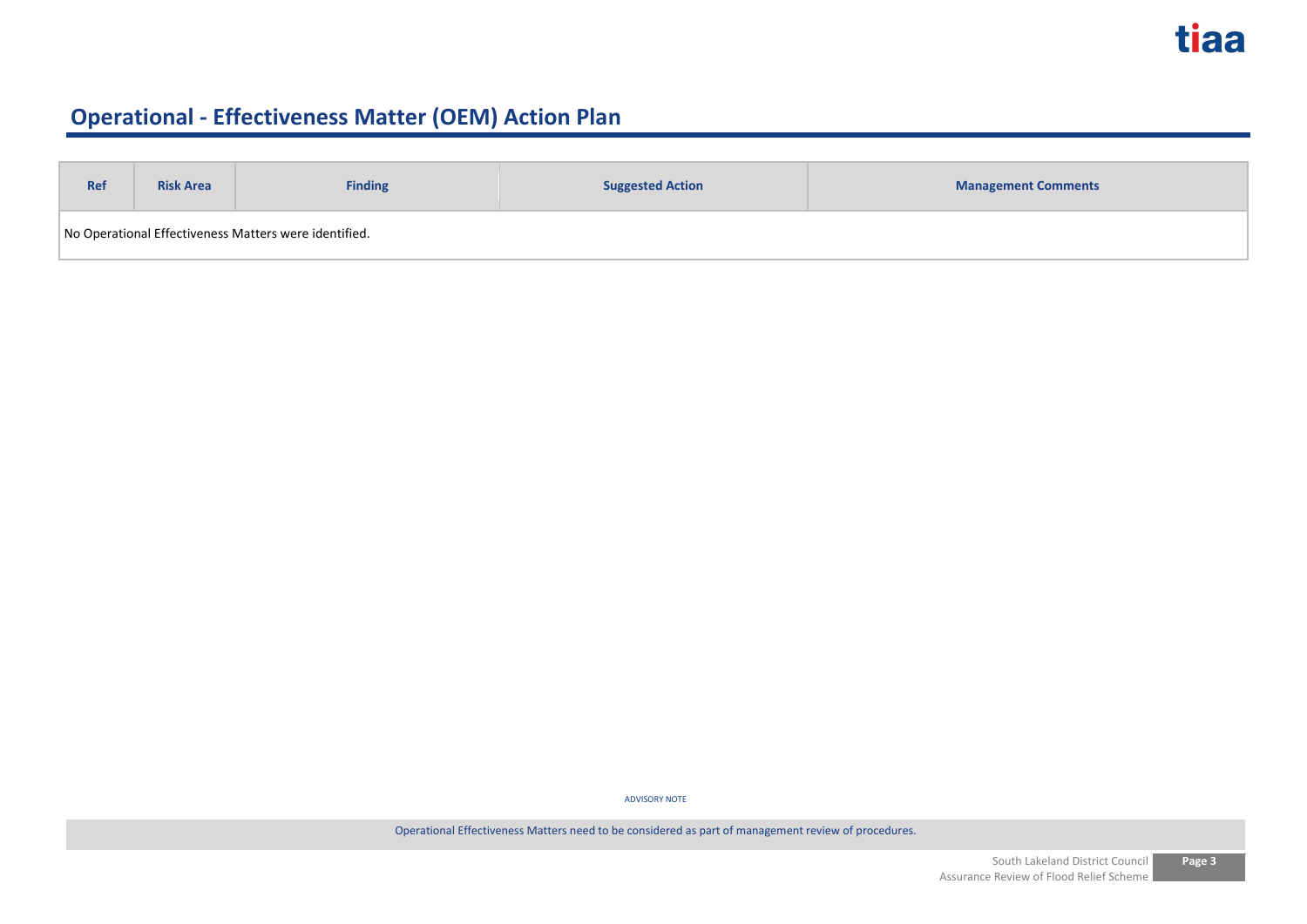# Operational - Effectiveness Matter (OEM) Action Plan

| Ref | Risk Area | Finding | Suggested Action | Management Comments |
| --- | --- | --- | --- | --- |
| No Operational Effectiveness Matters were identified. | | | | |

ADVISORY NOTE

Operational Effectiveness Matters need to be considered as part of management review of procedures.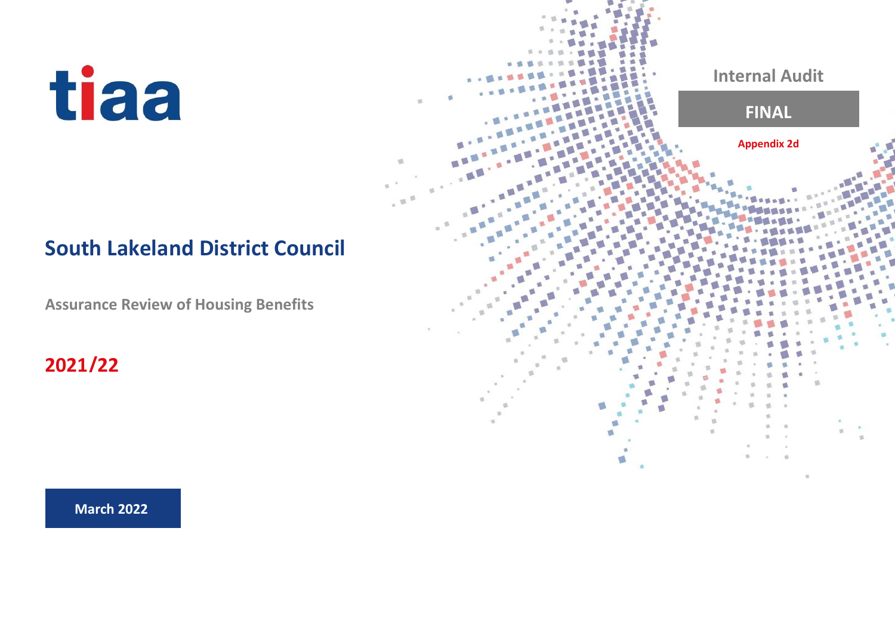tiaa

Internal Audit

**FINAL**

**Appendix 2d**

## South Lakeland District Council

### Assurance Review of Housing Benefits

## 2021/22

**March 2022**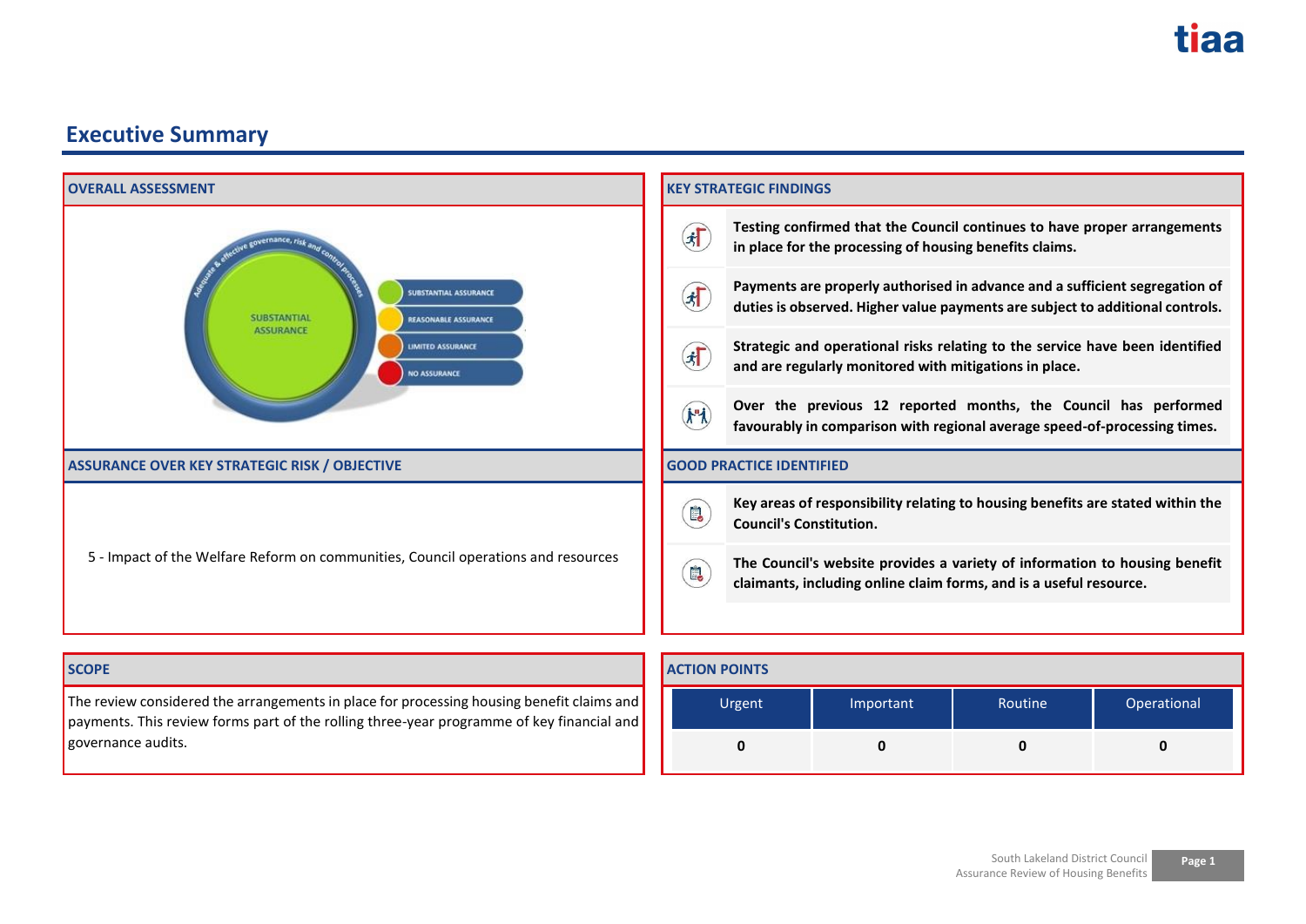# Executive Summary

## OVERALL ASSESSMENT

SUBSTANTIAL ASSURANCE

- SUBSTANTIAL ASSURANCE
- REASONABLE ASSURANCE
- LIMITED ASSURANCE
- NO ASSURANCE

Adequate & effective governance, risk and control processes

## ASSURANCE OVER KEY STRATEGIC RISK / OBJECTIVE

5 - Impact of the Welfare Reform on communities, Council operations and resources

## KEY STRATEGIC FINDINGS

- **Testing confirmed that the Council continues to have proper arrangements in place for the processing of housing benefits claims.**
- **Payments are properly authorised in advance and a sufficient segregation of duties is observed. Higher value payments are subject to additional controls.**
- **Strategic and operational risks relating to the service have been identified and are regularly monitored with mitigations in place.**
- **Over the previous 12 reported months, the Council has performed favourably in comparison with regional average speed-of-processing times.**

## GOOD PRACTICE IDENTIFIED

- **Key areas of responsibility relating to housing benefits are stated within the Council's Constitution.**
- **The Council's website provides a variety of information to housing benefit claimants, including online claim forms, and is a useful resource.**

## SCOPE

The review considered the arrangements in place for processing housing benefit claims and payments. This review forms part of the rolling three-year programme of key financial and governance audits.

## ACTION POINTS

| Urgent | Important | Routine | Operational |
|---|---|---|---|
| 0 | 0 | 0 | 0 |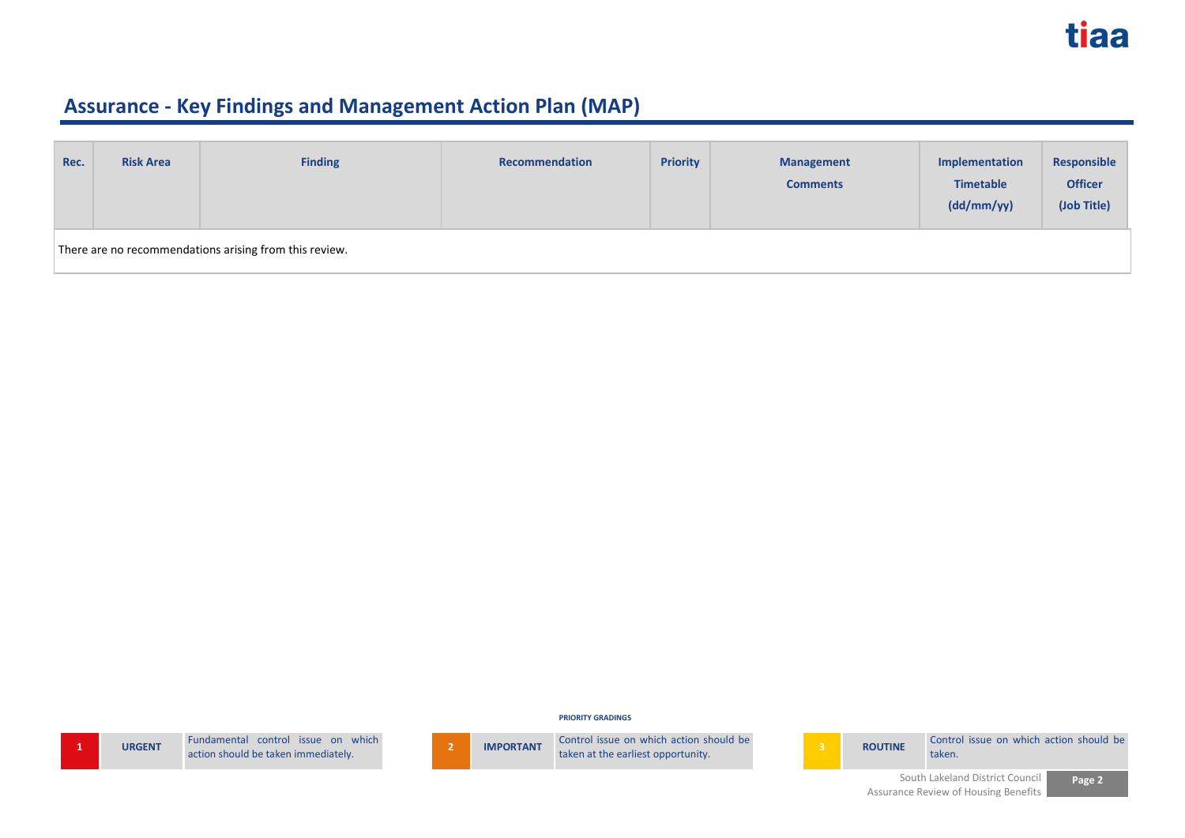# Assurance - Key Findings and Management Action Plan (MAP)

| Rec. | Risk Area | Finding | Recommendation | Priority | Management Comments | Implementation Timetable (dd/mm/yy) | Responsible Officer (Job Title) |
|---|---|---|---|---|---|---|---|
| There are no recommendations arising from this review. | | | | | | | |

**PRIORITY GRADINGS**

| | | |
|---|---|---|
| 1 | URGENT | Fundamental control issue on which action should be taken immediately. |
| 2 | IMPORTANT | Control issue on which action should be taken at the earliest opportunity. |
| 3 | ROUTINE | Control issue on which action should be taken. |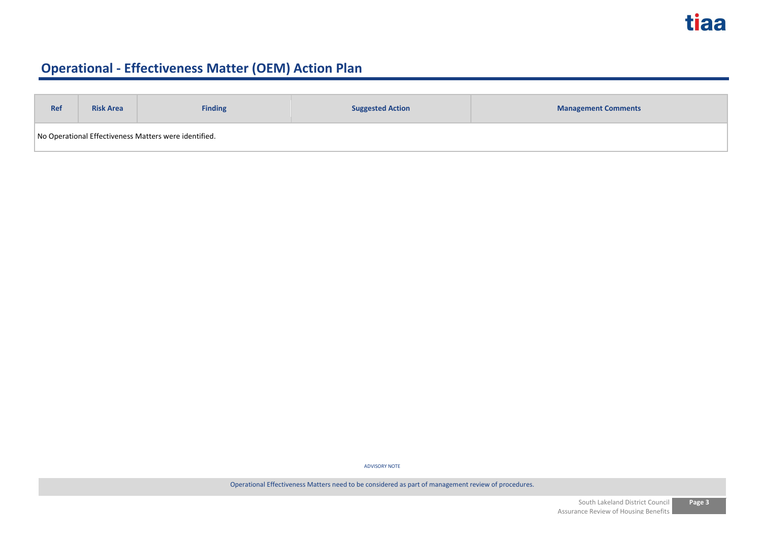# Operational - Effectiveness Matter (OEM) Action Plan

| Ref | Risk Area | Finding | Suggested Action | Management Comments |
|---|---|---|---|---|
| No Operational Effectiveness Matters were identified. | | | | |

ADVISORY NOTE

Operational Effectiveness Matters need to be considered as part of management review of procedures.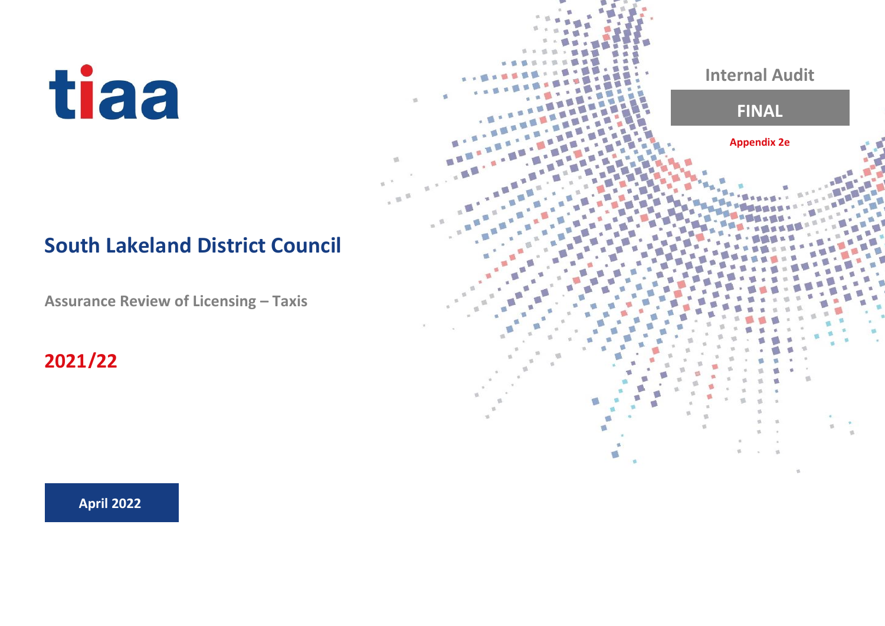tiaa

Internal Audit

**FINAL**

**Appendix 2e**

# South Lakeland District Council

**Assurance Review of Licensing – Taxis**

## 2021/22

**April 2022**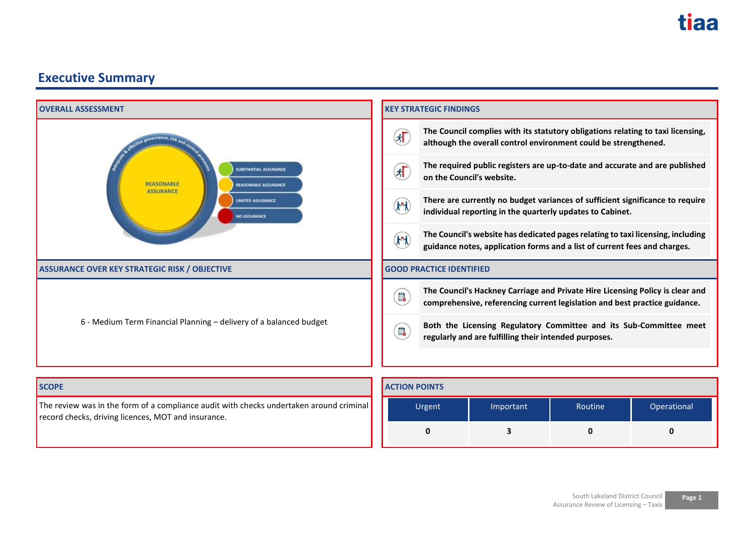## Executive Summary

### OVERALL ASSESSMENT

REASONABLE ASSURANCE

- SUBSTANTIAL ASSURANCE
- REASONABLE ASSURANCE
- LIMITED ASSURANCE
- NO ASSURANCE

### KEY STRATEGIC FINDINGS

**The Council complies with its statutory obligations relating to taxi licensing, although the overall control environment could be strengthened.**

**The required public registers are up-to-date and accurate and are published on the Council's website.**

**There are currently no budget variances of sufficient significance to require individual reporting in the quarterly updates to Cabinet.**

**The Council's website has dedicated pages relating to taxi licensing, including guidance notes, application forms and a list of current fees and charges.**

### ASSURANCE OVER KEY STRATEGIC RISK / OBJECTIVE

6 - Medium Term Financial Planning – delivery of a balanced budget

### GOOD PRACTICE IDENTIFIED

**The Council's Hackney Carriage and Private Hire Licensing Policy is clear and comprehensive, referencing current legislation and best practice guidance.**

**Both the Licensing Regulatory Committee and its Sub-Committee meet regularly and are fulfilling their intended purposes.**

### SCOPE

The review was in the form of a compliance audit with checks undertaken around criminal record checks, driving licences, MOT and insurance.

### ACTION POINTS

| Urgent | Important | Routine | Operational |
|---|---|---|---|
| **0** | **3** | **0** | **0** |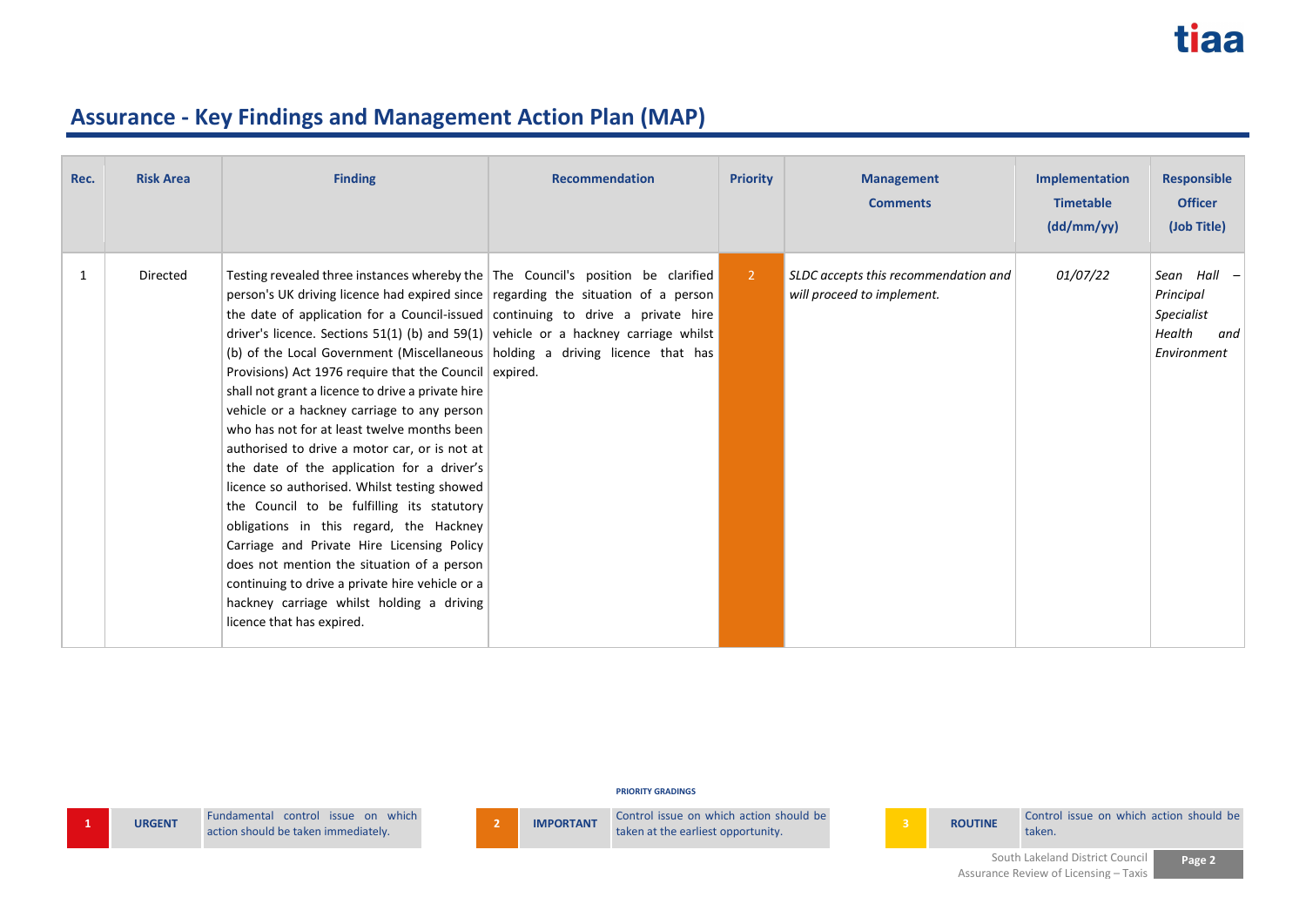## Assurance - Key Findings and Management Action Plan (MAP)

| Rec. | Risk Area | Finding | Recommendation | Priority | Management Comments | Implementation Timetable (dd/mm/yy) | Responsible Officer (Job Title) |
|---|---|---|---|---|---|---|---|
| 1 | Directed | Testing revealed three instances whereby the person's UK driving licence had expired since the date of application for a Council-issued driver's licence. Sections 51(1) (b) and 59(1) (b) of the Local Government (Miscellaneous Provisions) Act 1976 require that the Council shall not grant a licence to drive a private hire vehicle or a hackney carriage to any person who has not for at least twelve months been authorised to drive a motor car, or is not at the date of the application for a driver's licence so authorised. Whilst testing showed the Council to be fulfilling its statutory obligations in this regard, the Hackney Carriage and Private Hire Licensing Policy does not mention the situation of a person continuing to drive a private hire vehicle or a hackney carriage whilst holding a driving licence that has expired. | The Council's position be clarified regarding the situation of a person continuing to drive a private hire vehicle or a hackney carriage whilst holding a driving licence that has expired. | 2 | *SLDC accepts this recommendation and will proceed to implement.* | *01/07/22* | *Sean Hall – Principal Specialist Health and Environment* |

**PRIORITY GRADINGS**

| | | |
|---|---|---|
| 1 | URGENT | Fundamental control issue on which action should be taken immediately. |
| 2 | IMPORTANT | Control issue on which action should be taken at the earliest opportunity. |
| 3 | ROUTINE | Control issue on which action should be taken. |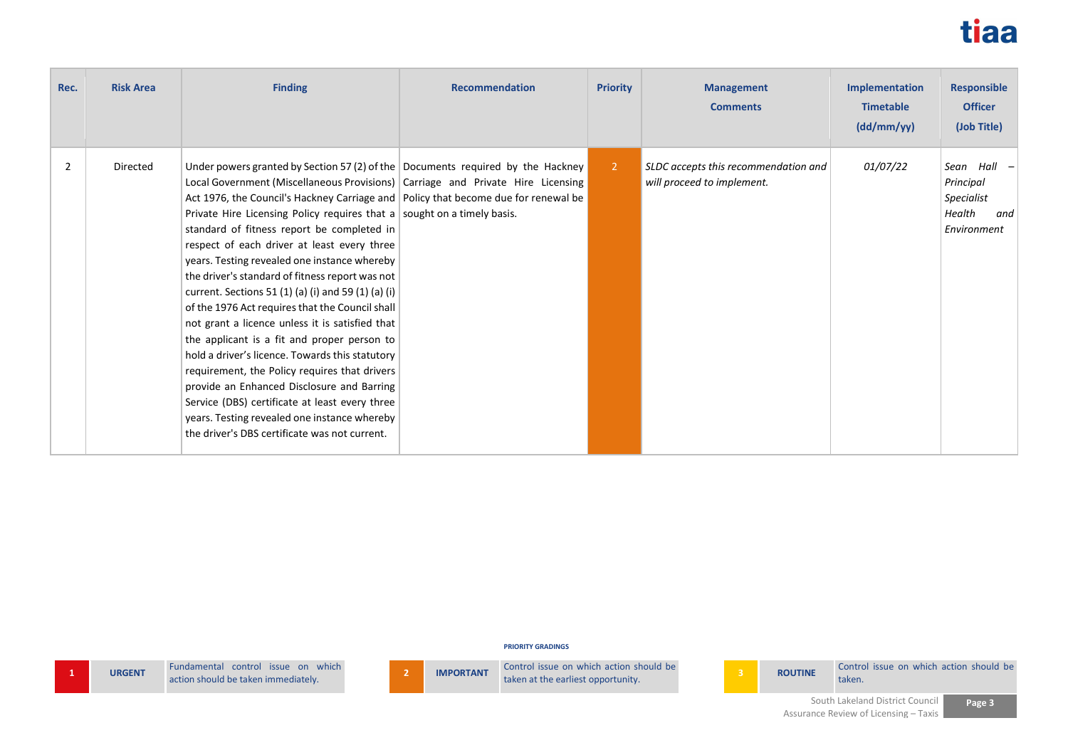| Rec. | Risk Area | Finding | Recommendation | Priority | Management Comments | Implementation Timetable (dd/mm/yy) | Responsible Officer (Job Title) |
|---|---|---|---|---|---|---|---|
| 2 | Directed | Under powers granted by Section 57 (2) of the Local Government (Miscellaneous Provisions) Act 1976, the Council's Hackney Carriage and Private Hire Licensing Policy requires that a standard of fitness report be completed in respect of each driver at least every three years. Testing revealed one instance whereby the driver's standard of fitness report was not current. Sections 51 (1) (a) (i) and 59 (1) (a) (i) of the 1976 Act requires that the Council shall not grant a licence unless it is satisfied that the applicant is a fit and proper person to hold a driver's licence. Towards this statutory requirement, the Policy requires that drivers provide an Enhanced Disclosure and Barring Service (DBS) certificate at least every three years. Testing revealed one instance whereby the driver's DBS certificate was not current. | Documents required by the Hackney Carriage and Private Hire Licensing Policy that become due for renewal be sought on a timely basis. | 2 | *SLDC accepts this recommendation and will proceed to implement.* | *01/07/22* | *Sean Hall – Principal Specialist Health and Environment* |

**PRIORITY GRADINGS**

| | | | | | | | | |
|---|---|---|---|---|---|---|---|---|
| 1 | URGENT | Fundamental control issue on which action should be taken immediately. | 2 | IMPORTANT | Control issue on which action should be taken at the earliest opportunity. | 3 | ROUTINE | Control issue on which action should be taken. |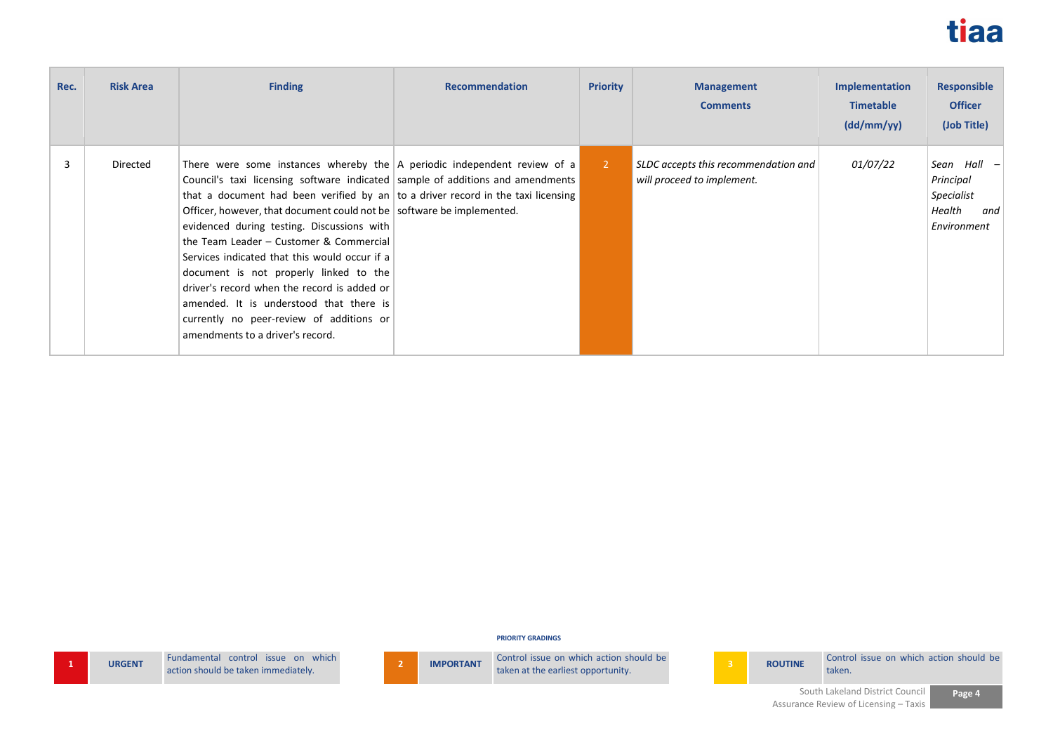| Rec. | Risk Area | Finding | Recommendation | Priority | Management Comments | Implementation Timetable (dd/mm/yy) | Responsible Officer (Job Title) |
|---|---|---|---|---|---|---|---|
| 3 | Directed | There were some instances whereby the Council's taxi licensing software indicated that a document had been verified by an Officer, however, that document could not be evidenced during testing. Discussions with the Team Leader – Customer & Commercial Services indicated that this would occur if a document is not properly linked to the driver's record when the record is added or amended. It is understood that there is currently no peer-review of additions or amendments to a driver's record. | A periodic independent review of a sample of additions and amendments to a driver record in the taxi licensing software be implemented. | 2 | *SLDC accepts this recommendation and will proceed to implement.* | *01/07/22* | *Sean Hall – Principal Specialist Health and Environment* |

**PRIORITY GRADINGS**

| | | |
|---|---|---|
| 1 | URGENT | Fundamental control issue on which action should be taken immediately. |
| 2 | IMPORTANT | Control issue on which action should be taken at the earliest opportunity. |
| 3 | ROUTINE | Control issue on which action should be taken. |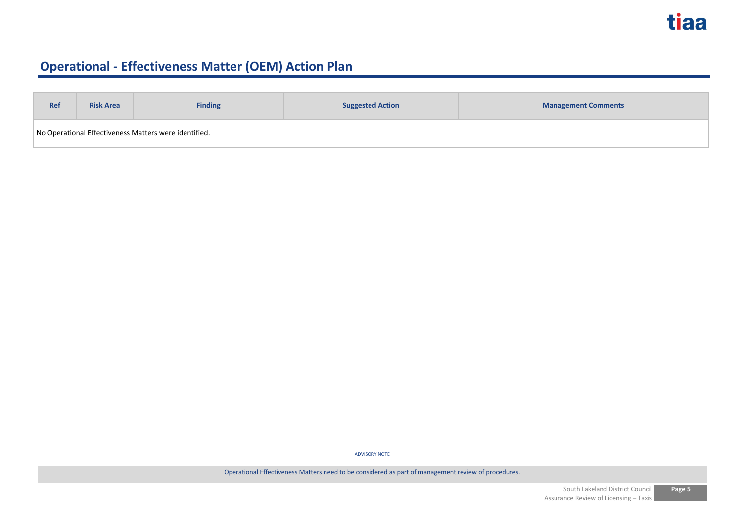# Operational - Effectiveness Matter (OEM) Action Plan

| Ref | Risk Area | Finding | Suggested Action | Management Comments |
|---|---|---|---|---|
| No Operational Effectiveness Matters were identified. | | | | |

ADVISORY NOTE

Operational Effectiveness Matters need to be considered as part of management review of procedures.